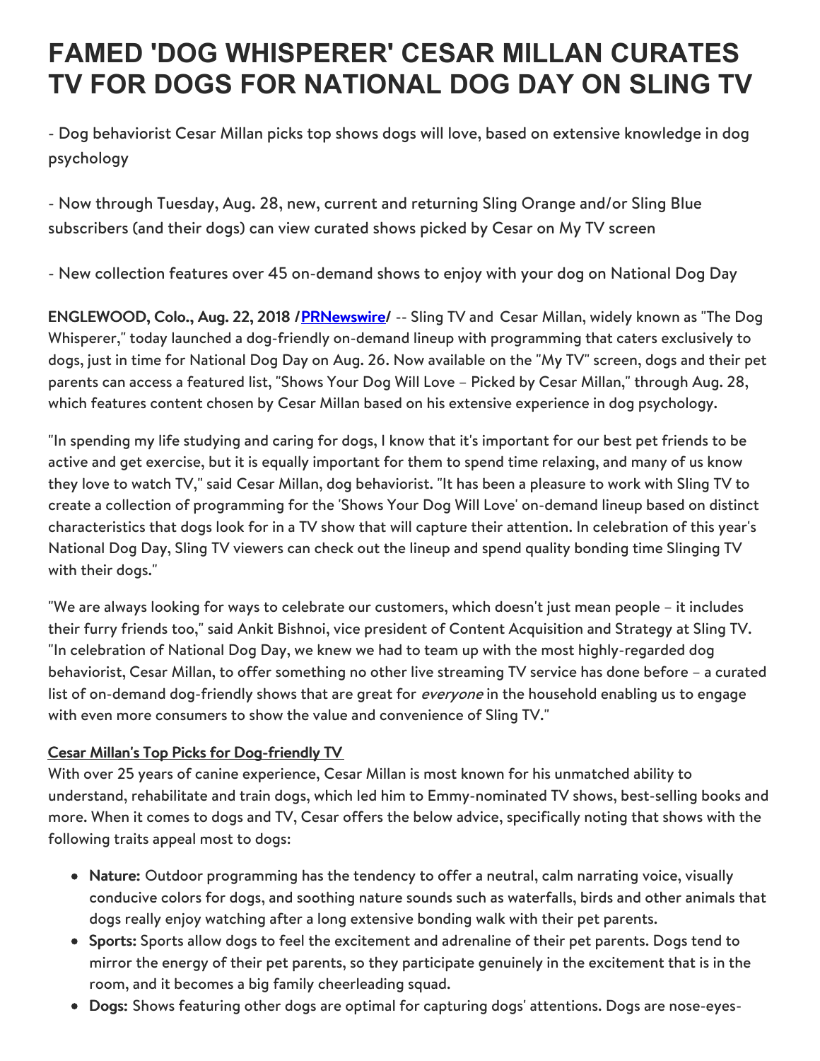# FAMED 'DOG WHISPERER' CESAR MILLAN CURATES TV FOR DOGS FOR NATIONAL DOG DAY ON SLING TV

- Dog behaviorist Cesar Millan picks top shows dogs will love, based on extensive knowledge in dog psychology

- Now through Tuesday, Aug. 28, new, current and returning Sling Orange and/or Sling Blue subscribers (and their dogs) can view curated shows picked by Cesar on My TV screen

- New collection features over 45 on-demand shows to enjoy with your dog on National Dog Day

**ENGLEWOOD, Colo., Aug. 22, 2018 /[PRNewswire](PRNewswire)/** -- Sling TV and Cesar Millan, widely known as "The Dog Whisperer," today launched a dog-friendly on-demand lineup with programming that caters exclusively to dogs, just in time for National Dog Day on Aug. 26. Now available on the "My TV" screen, dogs and their pet parents can access a featured list, "Shows Your Dog Will Love – Picked by Cesar Millan," through Aug. 28, which features content chosen by Cesar Millan based on his extensive experience in dog psychology.

"In spending my life studying and caring for dogs, I know that it's important for our best pet friends to be active and get exercise, but it is equally important for them to spend time relaxing, and many of us know they love to watch TV," said Cesar Millan, dog behaviorist. "It has been a pleasure to work with Sling TV to create a collection of programming for the 'Shows Your Dog Will Love' on-demand lineup based on distinct characteristics that dogs look for in a TV show that will capture their attention. In celebration of this year's National Dog Day, Sling TV viewers can check out the lineup and spend quality bonding time Slinging TV with their dogs."

"We are always looking for ways to celebrate our customers, which doesn't just mean people – it includes their furry friends too," said Ankit Bishnoi, vice president of Content Acquisition and Strategy at Sling TV. "In celebration of National Dog Day, we knew we had to team up with the most highly-regarded dog behaviorist, Cesar Millan, to offer something no other live streaming TV service has done before – a curated list of on-demand dog-friendly shows that are great for *everyone* in the household enabling us to engage with even more consumers to show the value and convenience of Sling TV."

**Cesar Millan's Top Picks for Dog-friendly TV**

With over 25 years of canine experience, Cesar Millan is most known for his unmatched ability to understand, rehabilitate and train dogs, which led him to Emmy-nominated TV shows, best-selling books and more. When it comes to dogs and TV, Cesar offers the below advice, specifically noting that shows with the following traits appeal most to dogs:

- **Nature:** Outdoor programming has the tendency to offer a neutral, calm narrating voice, visually conducive colors for dogs, and soothing nature sounds such as waterfalls, birds and other animals that dogs really enjoy watching after a long extensive bonding walk with their pet parents.
- **Sports:** Sports allow dogs to feel the excitement and adrenaline of their pet parents. Dogs tend to mirror the energy of their pet parents, so they participate genuinely in the excitement that is in the room, and it becomes a big family cheerleading squad.
- **Dogs:** Shows featuring other dogs are optimal for capturing dogs' attentions. Dogs are nose-eyes-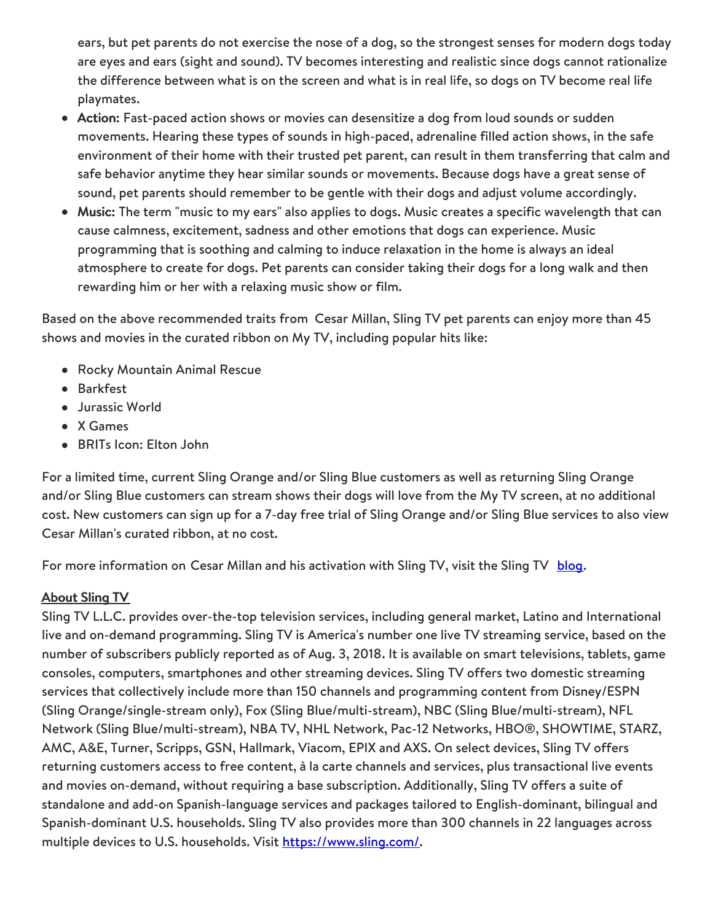ears, but pet parents do not exercise the nose of a dog, so the strongest senses for modern dogs today are eyes and ears (sight and sound). TV becomes interesting and realistic since dogs cannot rationalize the difference between what is on the screen and what is in real life, so dogs on TV become real life playmates.

- **Action:** Fast-paced action shows or movies can desensitize a dog from loud sounds or sudden movements. Hearing these types of sounds in high-paced, adrenaline filled action shows, in the safe environment of their home with their trusted pet parent, can result in them transferring that calm and safe behavior anytime they hear similar sounds or movements. Because dogs have a great sense of sound, pet parents should remember to be gentle with their dogs and adjust volume accordingly.
- **Music:** The term "music to my ears" also applies to dogs. Music creates a specific wavelength that can cause calmness, excitement, sadness and other emotions that dogs can experience. Music programming that is soothing and calming to induce relaxation in the home is always an ideal atmosphere to create for dogs. Pet parents can consider taking their dogs for a long walk and then rewarding him or her with a relaxing music show or film.

Based on the above recommended traits from Cesar Millan, Sling TV pet parents can enjoy more than 45 shows and movies in the curated ribbon on My TV, including popular hits like:

- Rocky Mountain Animal Rescue
- Barkfest
- Jurassic World
- X Games
- BRITs Icon: Elton John

For a limited time, current Sling Orange and/or Sling Blue customers as well as returning Sling Orange and/or Sling Blue customers can stream shows their dogs will love from the My TV screen, at no additional cost. New customers can sign up for a 7-day free trial of Sling Orange and/or Sling Blue services to also view Cesar Millan's curated ribbon, at no cost.

For more information on Cesar Millan and his activation with Sling TV, visit the Sling TV [blog](#).

**About Sling TV**

Sling TV L.L.C. provides over-the-top television services, including general market, Latino and International live and on-demand programming. Sling TV is America's number one live TV streaming service, based on the number of subscribers publicly reported as of Aug. 3, 2018. It is available on smart televisions, tablets, game consoles, computers, smartphones and other streaming devices. Sling TV offers two domestic streaming services that collectively include more than 150 channels and programming content from Disney/ESPN (Sling Orange/single-stream only), Fox (Sling Blue/multi-stream), NBC (Sling Blue/multi-stream), NFL Network (Sling Blue/multi-stream), NBA TV, NHL Network, Pac-12 Networks, HBO®, SHOWTIME, STARZ, AMC, A&E, Turner, Scripps, GSN, Hallmark, Viacom, EPIX and AXS. On select devices, Sling TV offers returning customers access to free content, à la carte channels and services, plus transactional live events and movies on-demand, without requiring a base subscription. Additionally, Sling TV offers a suite of standalone and add-on Spanish-language services and packages tailored to English-dominant, bilingual and Spanish-dominant U.S. households. Sling TV also provides more than 300 channels in 22 languages across multiple devices to U.S. households. Visit [https://www.sling.com/](https://www.sling.com/).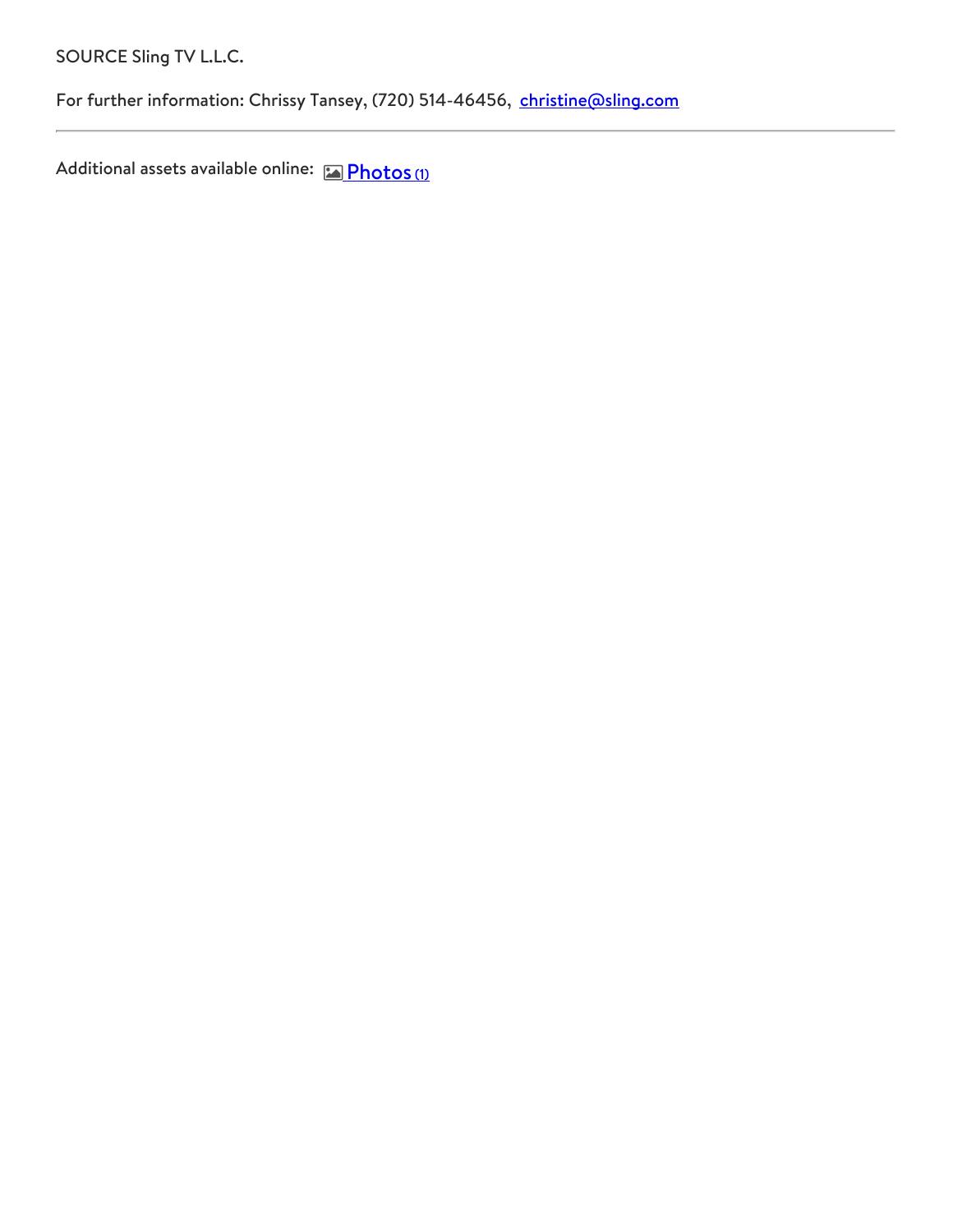SOURCE Sling TV L.L.C.

For further information: Chrissy Tansey, (720) 514-46456, christine@sling.com

---

Additional assets available online: Photos (1)